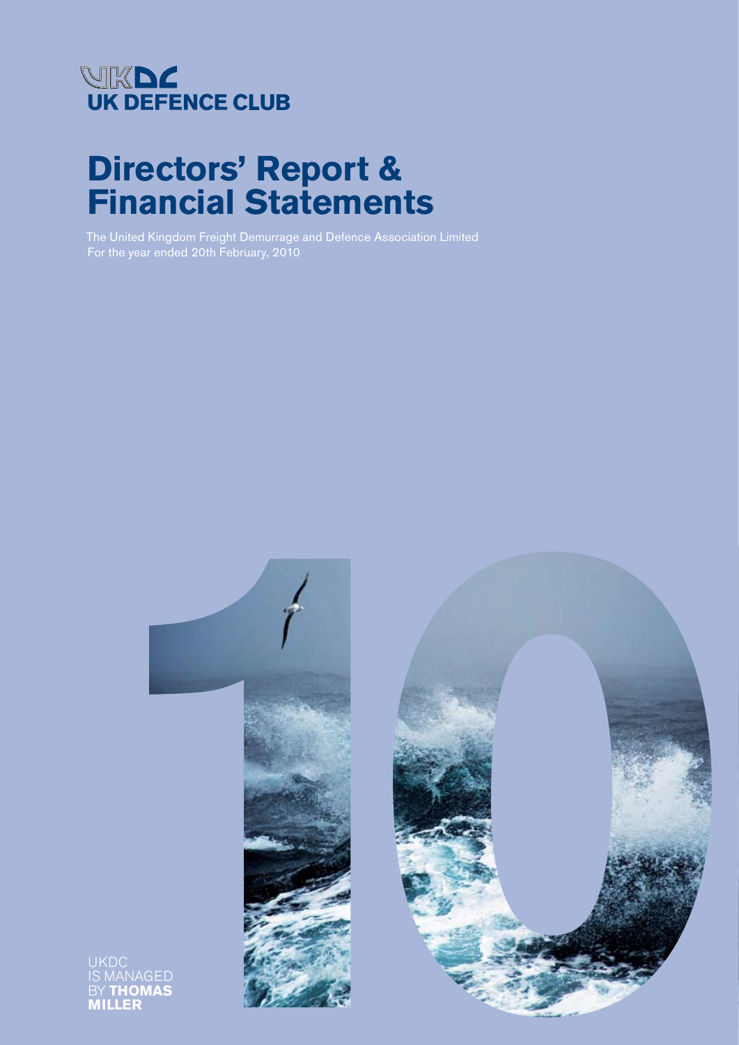# UKDC
## UK DEFENCE CLUB

# Directors' Report & Financial Statements

The United Kingdom Freight Demurrage and Defence Association Limited
For the year ended 20th February, 2010

UKDC IS MANAGED BY **THOMAS MILLER**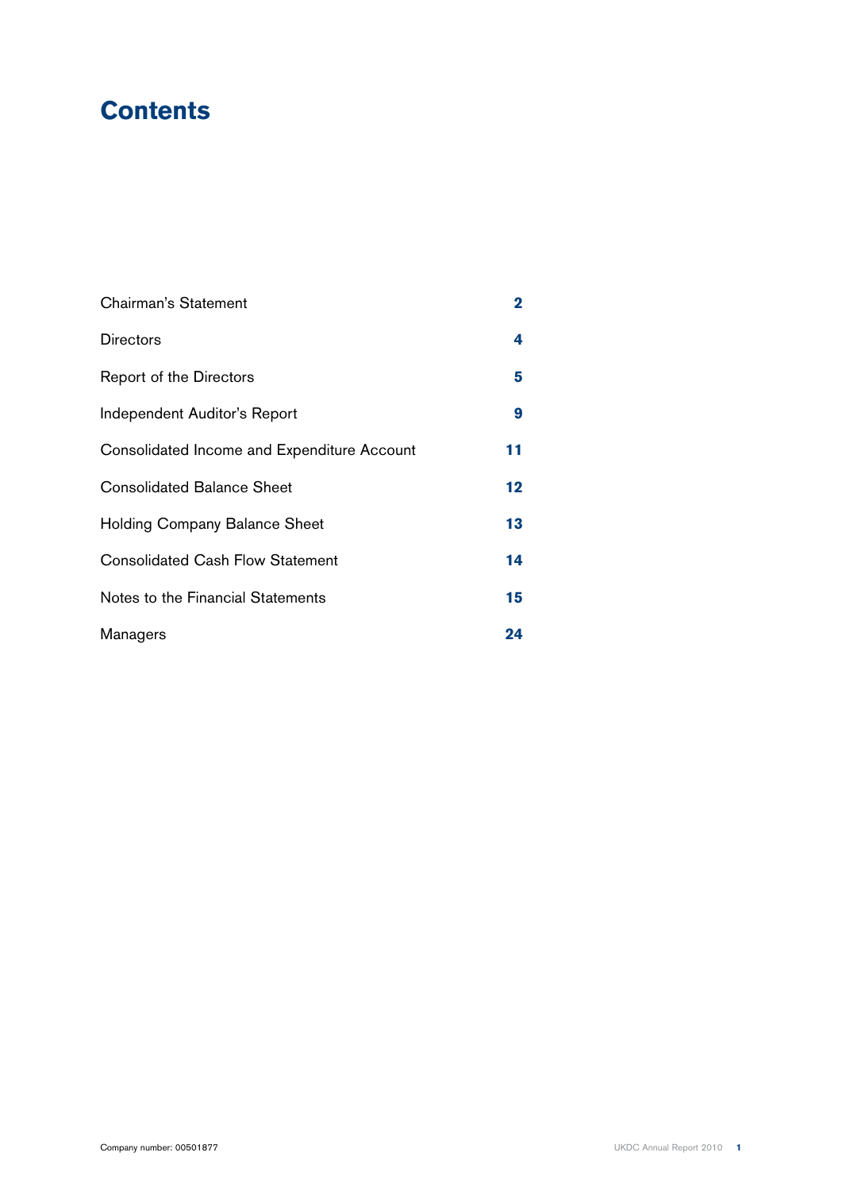# Contents

| | |
|---|---|
| Chairman's Statement | **2** |
| Directors | **4** |
| Report of the Directors | **5** |
| Independent Auditor's Report | **9** |
| Consolidated Income and Expenditure Account | **11** |
| Consolidated Balance Sheet | **12** |
| Holding Company Balance Sheet | **13** |
| Consolidated Cash Flow Statement | **14** |
| Notes to the Financial Statements | **15** |
| Managers | **24** |

Company number: 00501877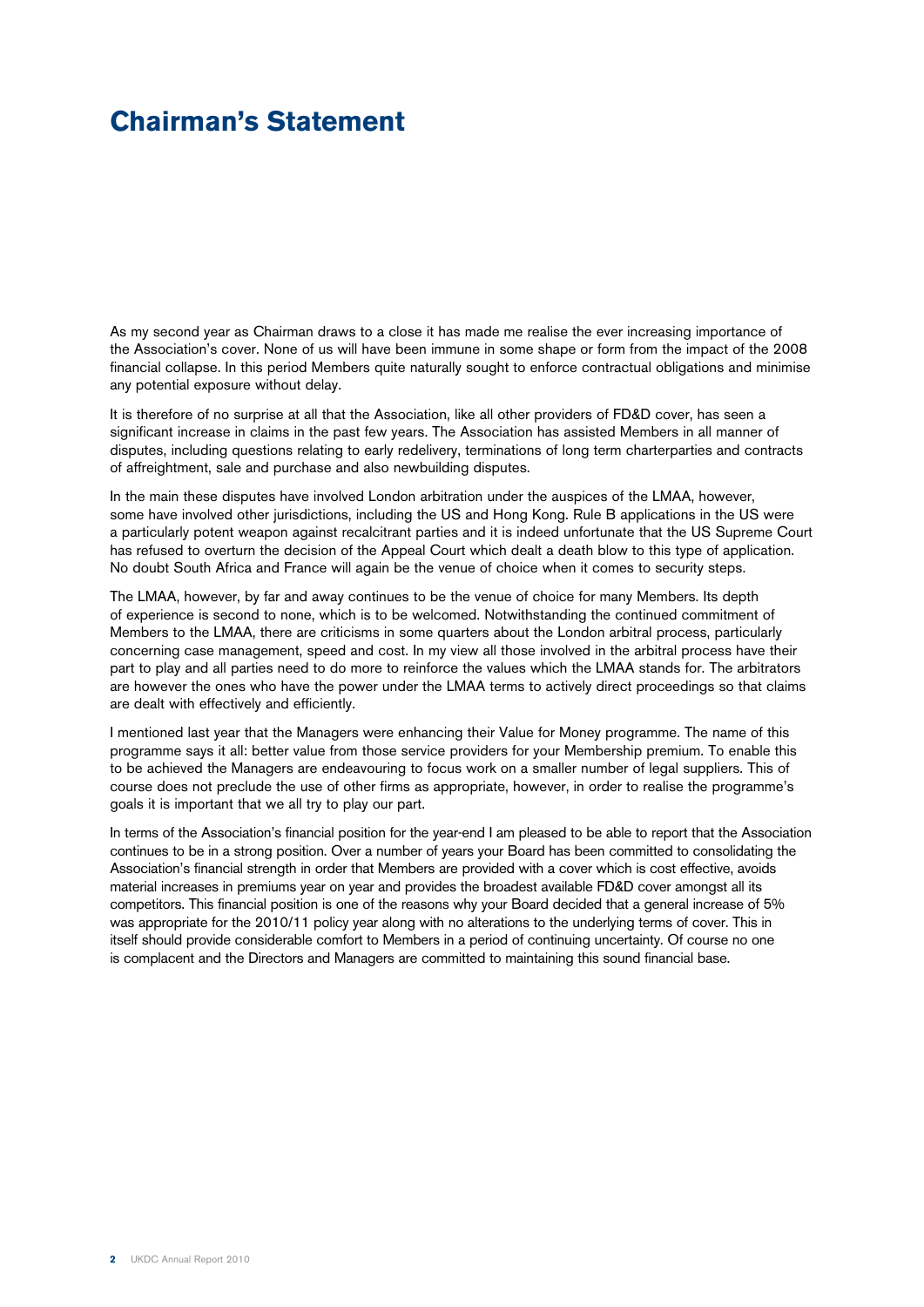# Chairman's Statement

As my second year as Chairman draws to a close it has made me realise the ever increasing importance of the Association's cover. None of us will have been immune in some shape or form from the impact of the 2008 financial collapse. In this period Members quite naturally sought to enforce contractual obligations and minimise any potential exposure without delay.

It is therefore of no surprise at all that the Association, like all other providers of FD&D cover, has seen a significant increase in claims in the past few years. The Association has assisted Members in all manner of disputes, including questions relating to early redelivery, terminations of long term charterparties and contracts of affreightment, sale and purchase and also newbuilding disputes.

In the main these disputes have involved London arbitration under the auspices of the LMAA, however, some have involved other jurisdictions, including the US and Hong Kong. Rule B applications in the US were a particularly potent weapon against recalcitrant parties and it is indeed unfortunate that the US Supreme Court has refused to overturn the decision of the Appeal Court which dealt a death blow to this type of application. No doubt South Africa and France will again be the venue of choice when it comes to security steps.

The LMAA, however, by far and away continues to be the venue of choice for many Members. Its depth of experience is second to none, which is to be welcomed. Notwithstanding the continued commitment of Members to the LMAA, there are criticisms in some quarters about the London arbitral process, particularly concerning case management, speed and cost. In my view all those involved in the arbitral process have their part to play and all parties need to do more to reinforce the values which the LMAA stands for. The arbitrators are however the ones who have the power under the LMAA terms to actively direct proceedings so that claims are dealt with effectively and efficiently.

I mentioned last year that the Managers were enhancing their Value for Money programme. The name of this programme says it all: better value from those service providers for your Membership premium. To enable this to be achieved the Managers are endeavouring to focus work on a smaller number of legal suppliers. This of course does not preclude the use of other firms as appropriate, however, in order to realise the programme's goals it is important that we all try to play our part.

In terms of the Association's financial position for the year-end I am pleased to be able to report that the Association continues to be in a strong position. Over a number of years your Board has been committed to consolidating the Association's financial strength in order that Members are provided with a cover which is cost effective, avoids material increases in premiums year on year and provides the broadest available FD&D cover amongst all its competitors. This financial position is one of the reasons why your Board decided that a general increase of 5% was appropriate for the 2010/11 policy year along with no alterations to the underlying terms of cover. This in itself should provide considerable comfort to Members in a period of continuing uncertainty. Of course no one is complacent and the Directors and Managers are committed to maintaining this sound financial base.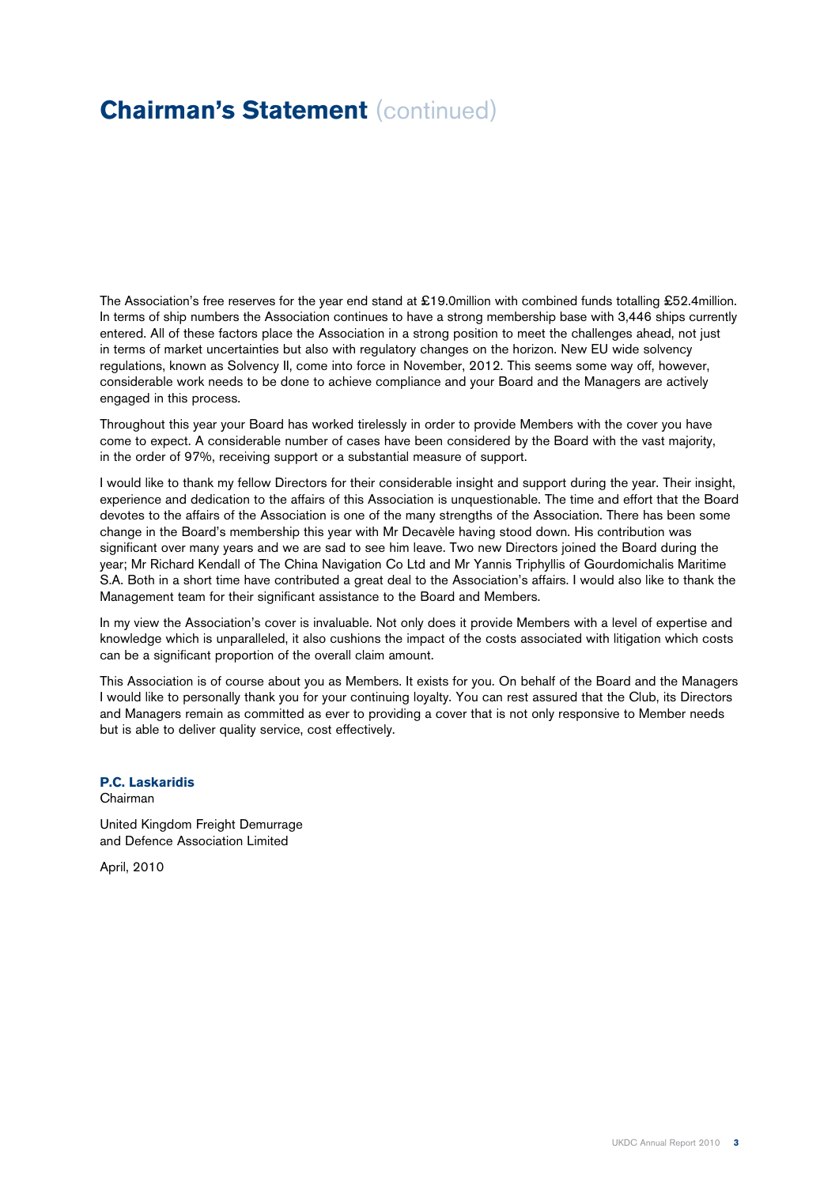# Chairman's Statement (continued)

The Association's free reserves for the year end stand at £19.0million with combined funds totalling £52.4million. In terms of ship numbers the Association continues to have a strong membership base with 3,446 ships currently entered. All of these factors place the Association in a strong position to meet the challenges ahead, not just in terms of market uncertainties but also with regulatory changes on the horizon. New EU wide solvency regulations, known as Solvency II, come into force in November, 2012. This seems some way off, however, considerable work needs to be done to achieve compliance and your Board and the Managers are actively engaged in this process.

Throughout this year your Board has worked tirelessly in order to provide Members with the cover you have come to expect. A considerable number of cases have been considered by the Board with the vast majority, in the order of 97%, receiving support or a substantial measure of support.

I would like to thank my fellow Directors for their considerable insight and support during the year. Their insight, experience and dedication to the affairs of this Association is unquestionable. The time and effort that the Board devotes to the affairs of the Association is one of the many strengths of the Association. There has been some change in the Board's membership this year with Mr Decavèle having stood down. His contribution was significant over many years and we are sad to see him leave. Two new Directors joined the Board during the year; Mr Richard Kendall of The China Navigation Co Ltd and Mr Yannis Triphyllis of Gourdomichalis Maritime S.A. Both in a short time have contributed a great deal to the Association's affairs. I would also like to thank the Management team for their significant assistance to the Board and Members.

In my view the Association's cover is invaluable. Not only does it provide Members with a level of expertise and knowledge which is unparalleled, it also cushions the impact of the costs associated with litigation which costs can be a significant proportion of the overall claim amount.

This Association is of course about you as Members. It exists for you. On behalf of the Board and the Managers I would like to personally thank you for your continuing loyalty. You can rest assured that the Club, its Directors and Managers remain as committed as ever to providing a cover that is not only responsive to Member needs but is able to deliver quality service, cost effectively.

**P.C. Laskaridis**
Chairman

United Kingdom Freight Demurrage
and Defence Association Limited

April, 2010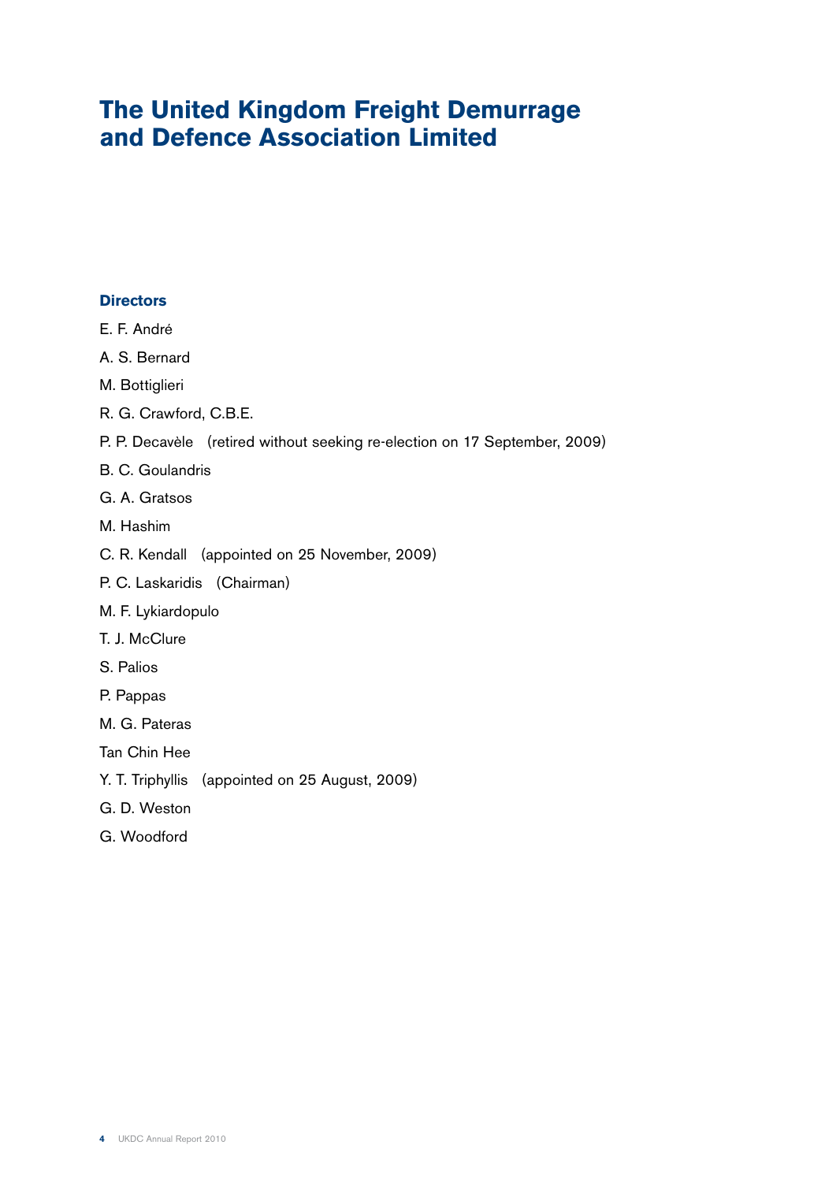# The United Kingdom Freight Demurrage and Defence Association Limited

## Directors

E. F. André

A. S. Bernard

M. Bottiglieri

R. G. Crawford, C.B.E.

P. P. Decavèle (retired without seeking re-election on 17 September, 2009)

B. C. Goulandris

G. A. Gratsos

M. Hashim

C. R. Kendall (appointed on 25 November, 2009)

P. C. Laskaridis (Chairman)

M. F. Lykiardopulo

T. J. McClure

S. Palios

P. Pappas

M. G. Pateras

Tan Chin Hee

Y. T. Triphyllis (appointed on 25 August, 2009)

G. D. Weston

G. Woodford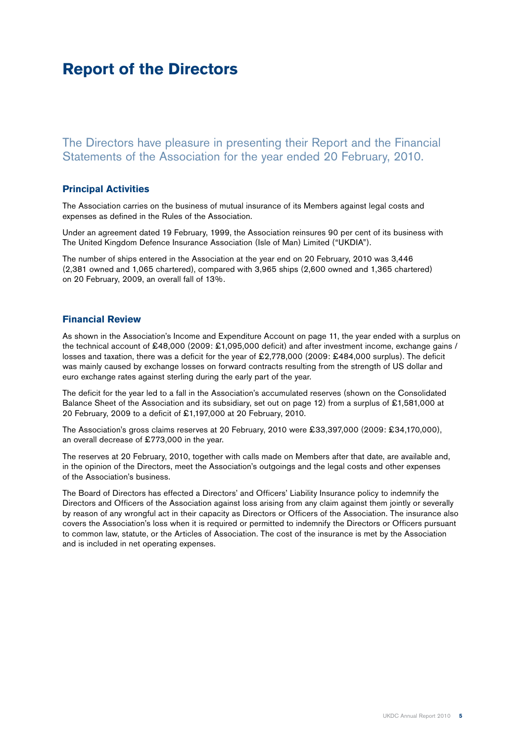# Report of the Directors

The Directors have pleasure in presenting their Report and the Financial Statements of the Association for the year ended 20 February, 2010.

## Principal Activities

The Association carries on the business of mutual insurance of its Members against legal costs and expenses as defined in the Rules of the Association.

Under an agreement dated 19 February, 1999, the Association reinsures 90 per cent of its business with The United Kingdom Defence Insurance Association (Isle of Man) Limited ("UKDIA").

The number of ships entered in the Association at the year end on 20 February, 2010 was 3,446 (2,381 owned and 1,065 chartered), compared with 3,965 ships (2,600 owned and 1,365 chartered) on 20 February, 2009, an overall fall of 13%.

## Financial Review

As shown in the Association's Income and Expenditure Account on page 11, the year ended with a surplus on the technical account of £48,000 (2009: £1,095,000 deficit) and after investment income, exchange gains / losses and taxation, there was a deficit for the year of £2,778,000 (2009: £484,000 surplus). The deficit was mainly caused by exchange losses on forward contracts resulting from the strength of US dollar and euro exchange rates against sterling during the early part of the year.

The deficit for the year led to a fall in the Association's accumulated reserves (shown on the Consolidated Balance Sheet of the Association and its subsidiary, set out on page 12) from a surplus of £1,581,000 at 20 February, 2009 to a deficit of £1,197,000 at 20 February, 2010.

The Association's gross claims reserves at 20 February, 2010 were £33,397,000 (2009: £34,170,000), an overall decrease of £773,000 in the year.

The reserves at 20 February, 2010, together with calls made on Members after that date, are available and, in the opinion of the Directors, meet the Association's outgoings and the legal costs and other expenses of the Association's business.

The Board of Directors has effected a Directors' and Officers' Liability Insurance policy to indemnify the Directors and Officers of the Association against loss arising from any claim against them jointly or severally by reason of any wrongful act in their capacity as Directors or Officers of the Association. The insurance also covers the Association's loss when it is required or permitted to indemnify the Directors or Officers pursuant to common law, statute, or the Articles of Association. The cost of the insurance is met by the Association and is included in net operating expenses.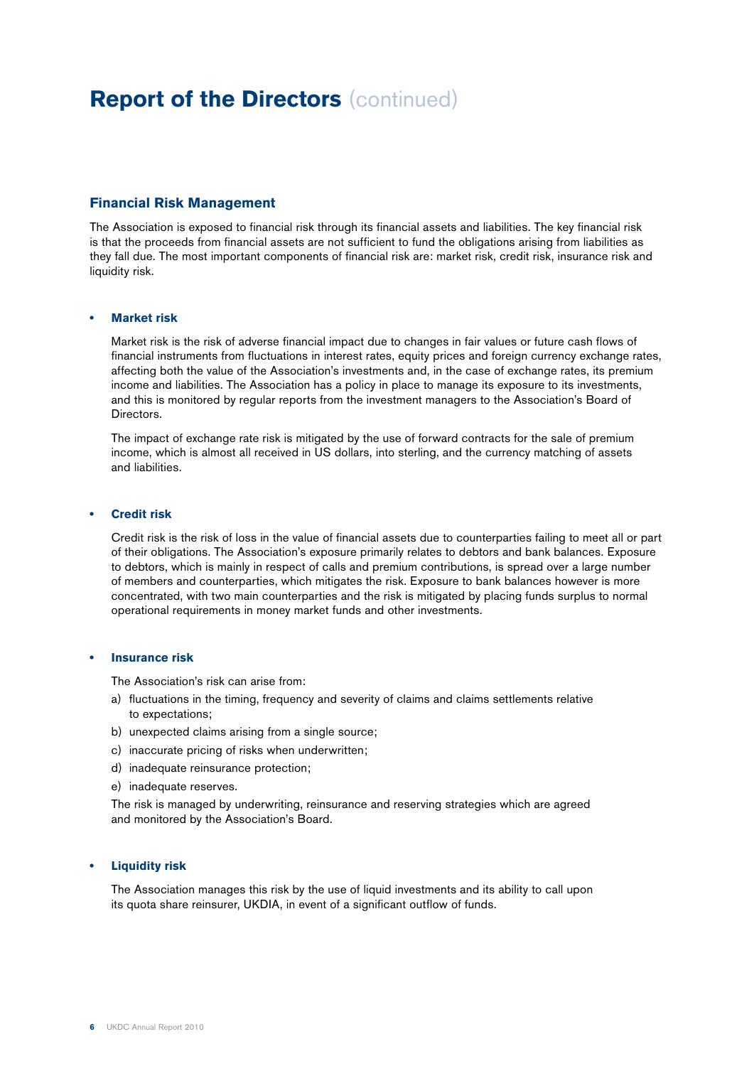# Report of the Directors (continued)

## Financial Risk Management

The Association is exposed to financial risk through its financial assets and liabilities. The key financial risk is that the proceeds from financial assets are not sufficient to fund the obligations arising from liabilities as they fall due. The most important components of financial risk are: market risk, credit risk, insurance risk and liquidity risk.

- **Market risk**

  Market risk is the risk of adverse financial impact due to changes in fair values or future cash flows of financial instruments from fluctuations in interest rates, equity prices and foreign currency exchange rates, affecting both the value of the Association's investments and, in the case of exchange rates, its premium income and liabilities. The Association has a policy in place to manage its exposure to its investments, and this is monitored by regular reports from the investment managers to the Association's Board of Directors.

  The impact of exchange rate risk is mitigated by the use of forward contracts for the sale of premium income, which is almost all received in US dollars, into sterling, and the currency matching of assets and liabilities.

- **Credit risk**

  Credit risk is the risk of loss in the value of financial assets due to counterparties failing to meet all or part of their obligations. The Association's exposure primarily relates to debtors and bank balances. Exposure to debtors, which is mainly in respect of calls and premium contributions, is spread over a large number of members and counterparties, which mitigates the risk. Exposure to bank balances however is more concentrated, with two main counterparties and the risk is mitigated by placing funds surplus to normal operational requirements in money market funds and other investments.

- **Insurance risk**

  The Association's risk can arise from:

  a) fluctuations in the timing, frequency and severity of claims and claims settlements relative to expectations;
  b) unexpected claims arising from a single source;
  c) inaccurate pricing of risks when underwritten;
  d) inadequate reinsurance protection;
  e) inadequate reserves.

  The risk is managed by underwriting, reinsurance and reserving strategies which are agreed and monitored by the Association's Board.

- **Liquidity risk**

  The Association manages this risk by the use of liquid investments and its ability to call upon its quota share reinsurer, UKDIA, in event of a significant outflow of funds.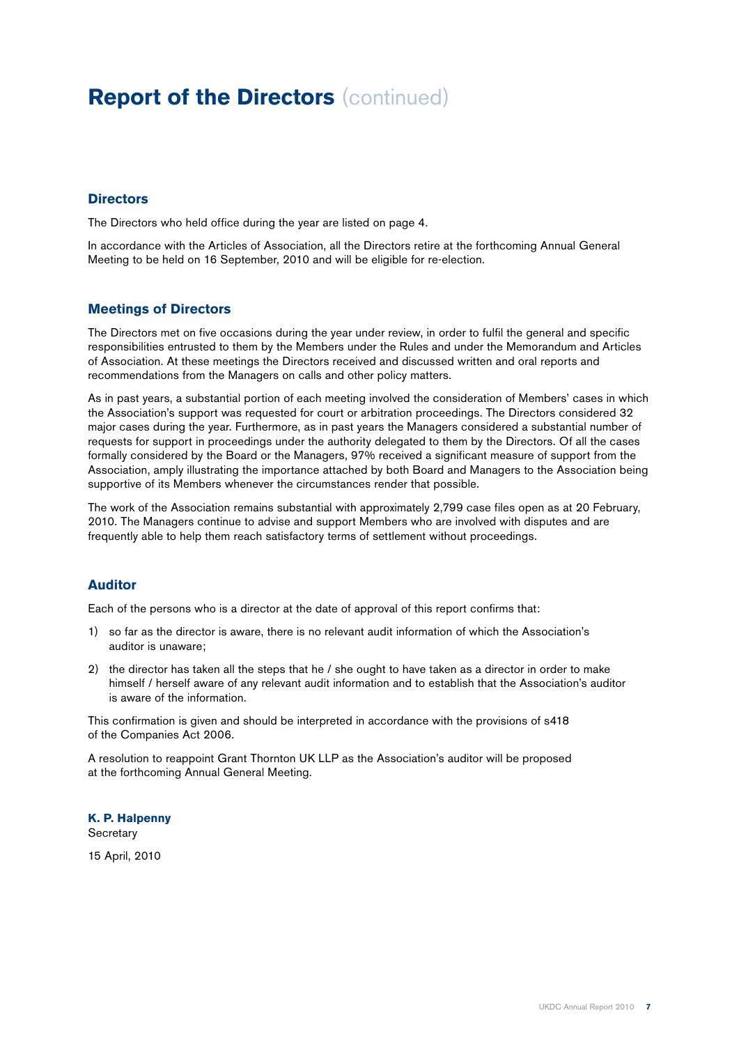# Report of the Directors (continued)

## Directors

The Directors who held office during the year are listed on page 4.

In accordance with the Articles of Association, all the Directors retire at the forthcoming Annual General Meeting to be held on 16 September, 2010 and will be eligible for re-election.

## Meetings of Directors

The Directors met on five occasions during the year under review, in order to fulfil the general and specific responsibilities entrusted to them by the Members under the Rules and under the Memorandum and Articles of Association. At these meetings the Directors received and discussed written and oral reports and recommendations from the Managers on calls and other policy matters.

As in past years, a substantial portion of each meeting involved the consideration of Members' cases in which the Association's support was requested for court or arbitration proceedings. The Directors considered 32 major cases during the year. Furthermore, as in past years the Managers considered a substantial number of requests for support in proceedings under the authority delegated to them by the Directors. Of all the cases formally considered by the Board or the Managers, 97% received a significant measure of support from the Association, amply illustrating the importance attached by both Board and Managers to the Association being supportive of its Members whenever the circumstances render that possible.

The work of the Association remains substantial with approximately 2,799 case files open as at 20 February, 2010. The Managers continue to advise and support Members who are involved with disputes and are frequently able to help them reach satisfactory terms of settlement without proceedings.

## Auditor

Each of the persons who is a director at the date of approval of this report confirms that:

1) so far as the director is aware, there is no relevant audit information of which the Association's auditor is unaware;
2) the director has taken all the steps that he / she ought to have taken as a director in order to make himself / herself aware of any relevant audit information and to establish that the Association's auditor is aware of the information.

This confirmation is given and should be interpreted in accordance with the provisions of s418 of the Companies Act 2006.

A resolution to reappoint Grant Thornton UK LLP as the Association's auditor will be proposed at the forthcoming Annual General Meeting.

**K. P. Halpenny**
Secretary

15 April, 2010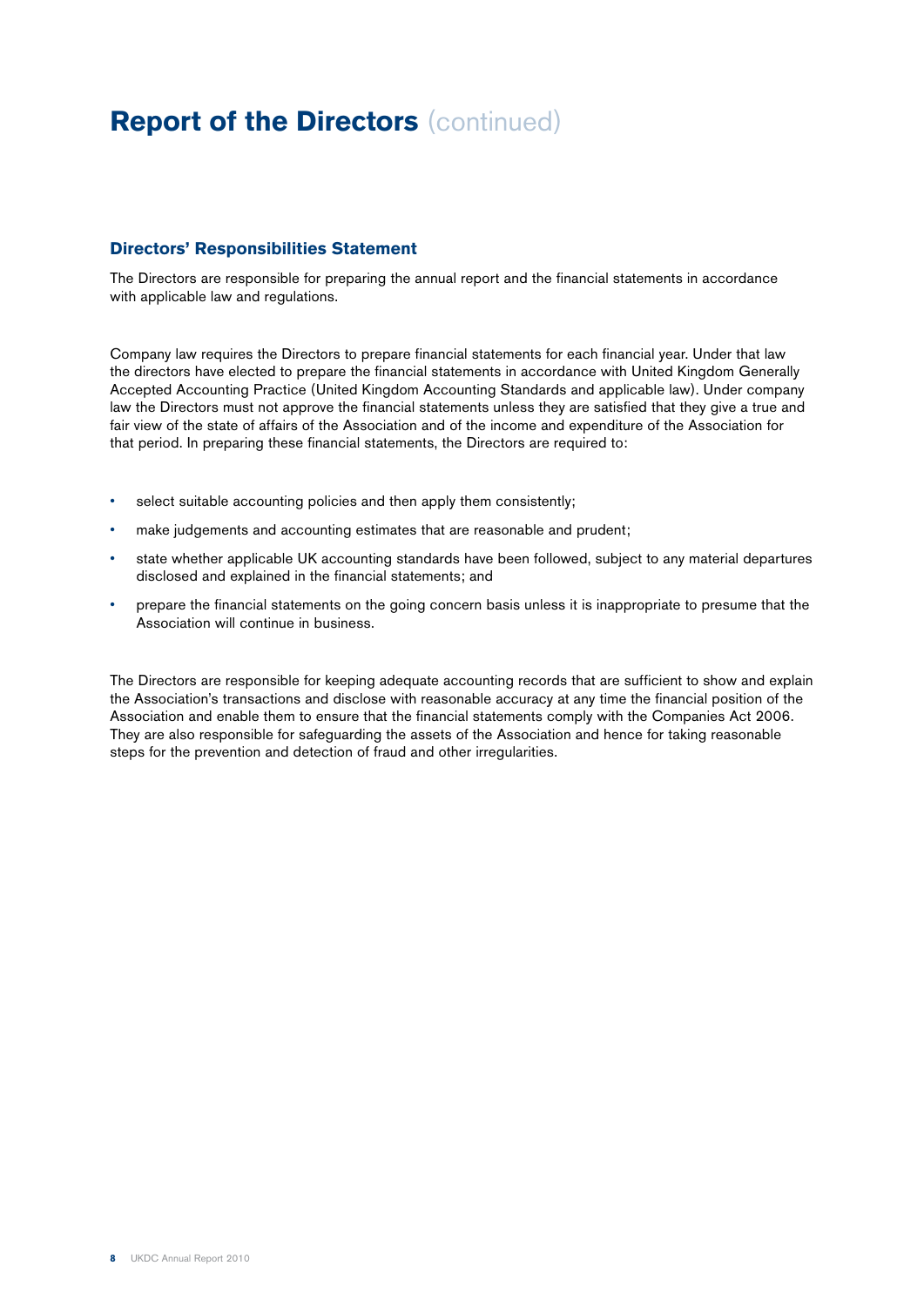# Report of the Directors (continued)

## Directors' Responsibilities Statement

The Directors are responsible for preparing the annual report and the financial statements in accordance with applicable law and regulations.

Company law requires the Directors to prepare financial statements for each financial year. Under that law the directors have elected to prepare the financial statements in accordance with United Kingdom Generally Accepted Accounting Practice (United Kingdom Accounting Standards and applicable law). Under company law the Directors must not approve the financial statements unless they are satisfied that they give a true and fair view of the state of affairs of the Association and of the income and expenditure of the Association for that period. In preparing these financial statements, the Directors are required to:

- select suitable accounting policies and then apply them consistently;
- make judgements and accounting estimates that are reasonable and prudent;
- state whether applicable UK accounting standards have been followed, subject to any material departures disclosed and explained in the financial statements; and
- prepare the financial statements on the going concern basis unless it is inappropriate to presume that the Association will continue in business.

The Directors are responsible for keeping adequate accounting records that are sufficient to show and explain the Association's transactions and disclose with reasonable accuracy at any time the financial position of the Association and enable them to ensure that the financial statements comply with the Companies Act 2006. They are also responsible for safeguarding the assets of the Association and hence for taking reasonable steps for the prevention and detection of fraud and other irregularities.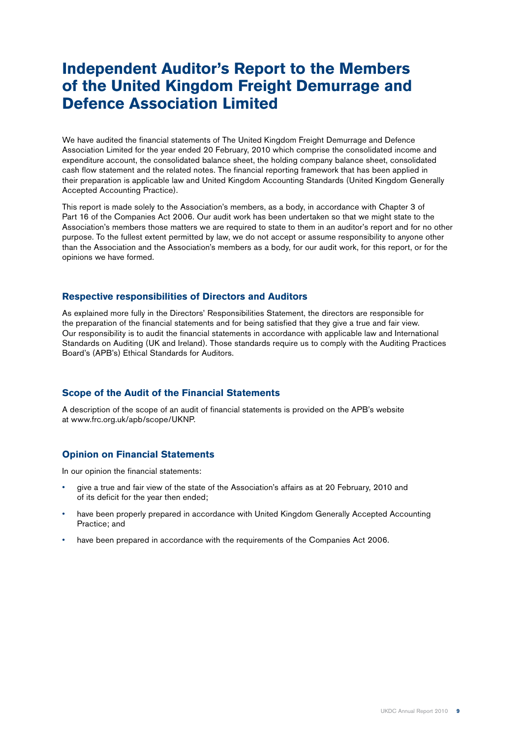# Independent Auditor's Report to the Members of the United Kingdom Freight Demurrage and Defence Association Limited

We have audited the financial statements of The United Kingdom Freight Demurrage and Defence Association Limited for the year ended 20 February, 2010 which comprise the consolidated income and expenditure account, the consolidated balance sheet, the holding company balance sheet, consolidated cash flow statement and the related notes. The financial reporting framework that has been applied in their preparation is applicable law and United Kingdom Accounting Standards (United Kingdom Generally Accepted Accounting Practice).

This report is made solely to the Association's members, as a body, in accordance with Chapter 3 of Part 16 of the Companies Act 2006. Our audit work has been undertaken so that we might state to the Association's members those matters we are required to state to them in an auditor's report and for no other purpose. To the fullest extent permitted by law, we do not accept or assume responsibility to anyone other than the Association and the Association's members as a body, for our audit work, for this report, or for the opinions we have formed.

## Respective responsibilities of Directors and Auditors

As explained more fully in the Directors' Responsibilities Statement, the directors are responsible for the preparation of the financial statements and for being satisfied that they give a true and fair view. Our responsibility is to audit the financial statements in accordance with applicable law and International Standards on Auditing (UK and Ireland). Those standards require us to comply with the Auditing Practices Board's (APB's) Ethical Standards for Auditors.

## Scope of the Audit of the Financial Statements

A description of the scope of an audit of financial statements is provided on the APB's website at www.frc.org.uk/apb/scope/UKNP.

## Opinion on Financial Statements

In our opinion the financial statements:

- give a true and fair view of the state of the Association's affairs as at 20 February, 2010 and of its deficit for the year then ended;
- have been properly prepared in accordance with United Kingdom Generally Accepted Accounting Practice; and
- have been prepared in accordance with the requirements of the Companies Act 2006.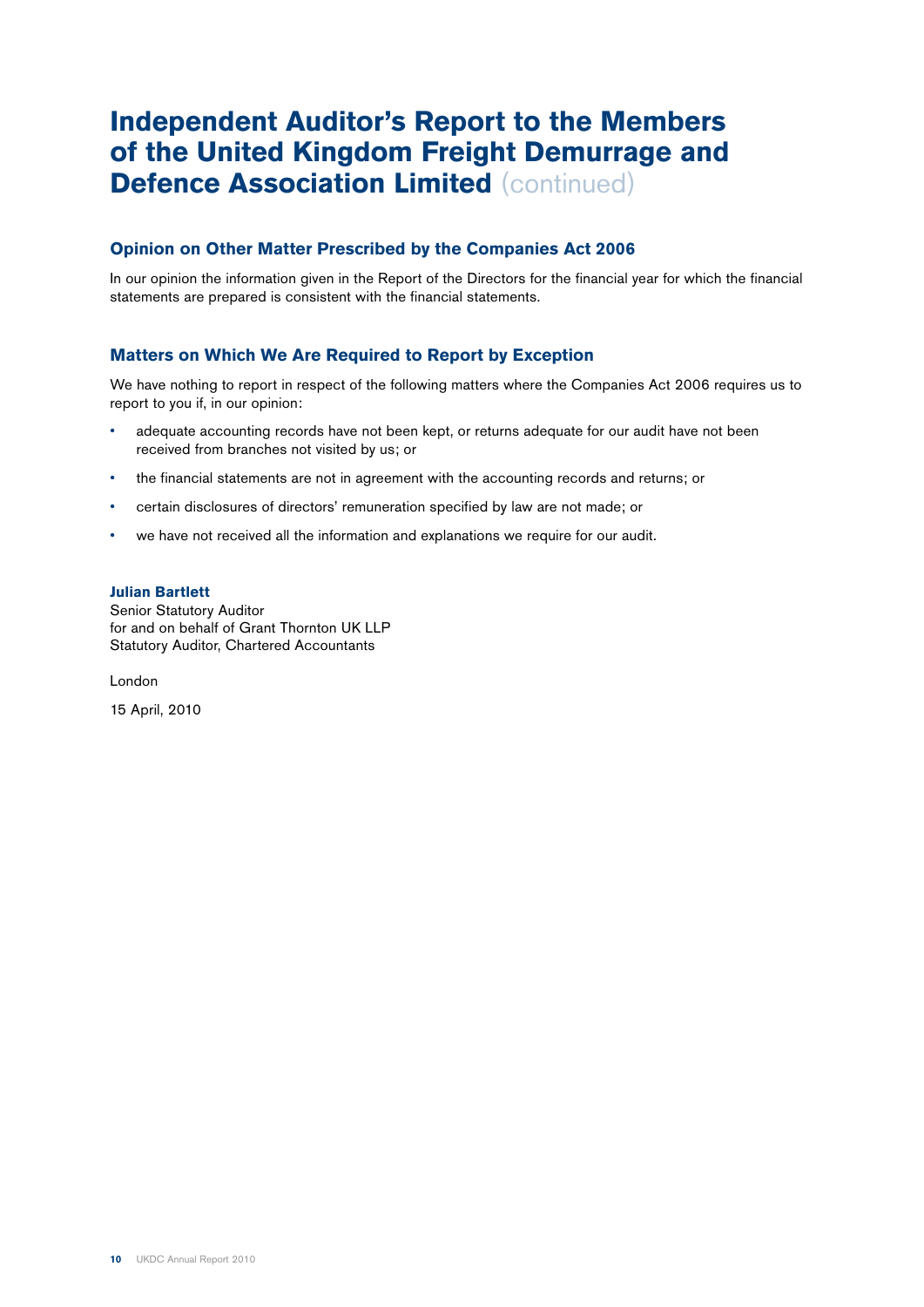# Independent Auditor's Report to the Members of the United Kingdom Freight Demurrage and Defence Association Limited (continued)

## Opinion on Other Matter Prescribed by the Companies Act 2006

In our opinion the information given in the Report of the Directors for the financial year for which the financial statements are prepared is consistent with the financial statements.

## Matters on Which We Are Required to Report by Exception

We have nothing to report in respect of the following matters where the Companies Act 2006 requires us to report to you if, in our opinion:

- adequate accounting records have not been kept, or returns adequate for our audit have not been received from branches not visited by us; or
- the financial statements are not in agreement with the accounting records and returns; or
- certain disclosures of directors' remuneration specified by law are not made; or
- we have not received all the information and explanations we require for our audit.

**Julian Bartlett**
Senior Statutory Auditor
for and on behalf of Grant Thornton UK LLP
Statutory Auditor, Chartered Accountants

London

15 April, 2010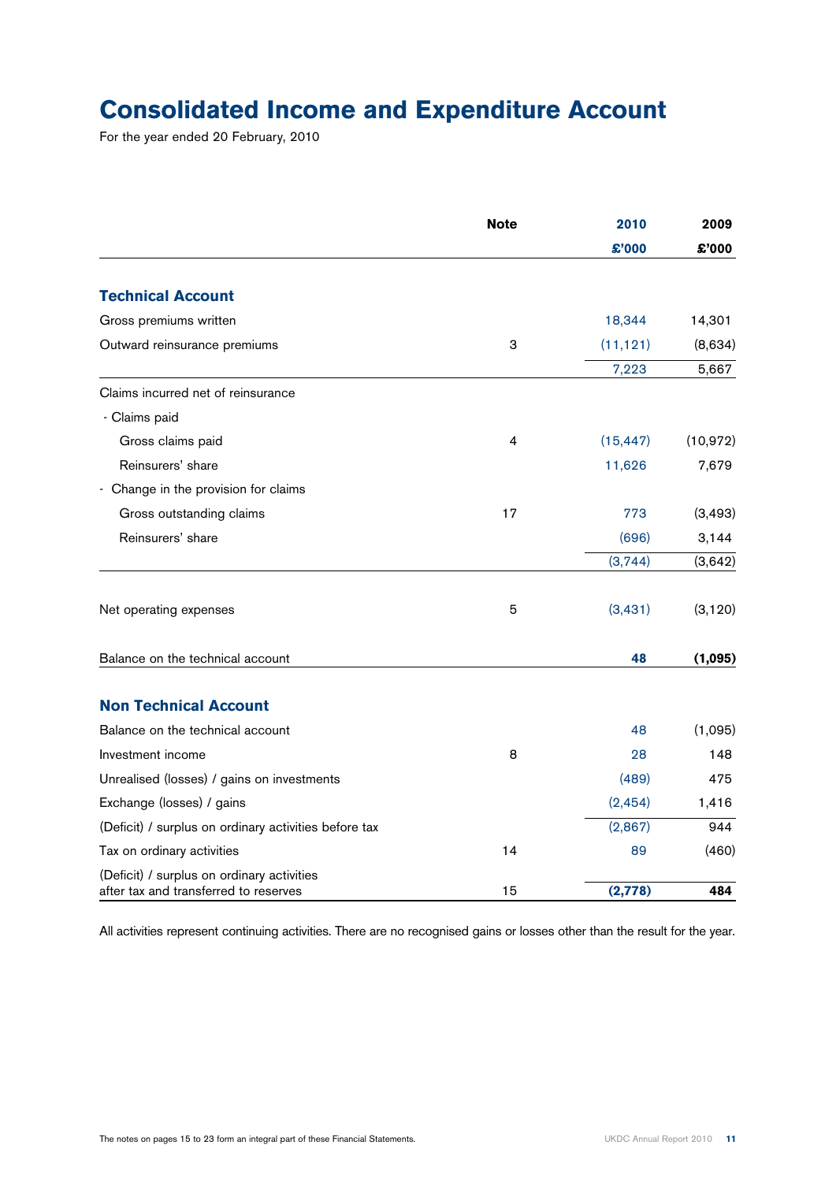# Consolidated Income and Expenditure Account

For the year ended 20 February, 2010

| | Note | 2010 | 2009 |
|---|---|---|---|
| | | £'000 | £'000 |
| **Technical Account** | | | |
| Gross premiums written | | 18,344 | 14,301 |
| Outward reinsurance premiums | 3 | (11,121) | (8,634) |
| | | 7,223 | 5,667 |
| Claims incurred net of reinsurance | | | |
| - Claims paid | | | |
| Gross claims paid | 4 | (15,447) | (10,972) |
| Reinsurers' share | | 11,626 | 7,679 |
| - Change in the provision for claims | | | |
| Gross outstanding claims | 17 | 773 | (3,493) |
| Reinsurers' share | | (696) | 3,144 |
| | | (3,744) | (3,642) |
| Net operating expenses | 5 | (3,431) | (3,120) |
| Balance on the technical account | | **48** | **(1,095)** |
| **Non Technical Account** | | | |
| Balance on the technical account | | 48 | (1,095) |
| Investment income | 8 | 28 | 148 |
| Unrealised (losses) / gains on investments | | (489) | 475 |
| Exchange (losses) / gains | | (2,454) | 1,416 |
| (Deficit) / surplus on ordinary activities before tax | | (2,867) | 944 |
| Tax on ordinary activities | 14 | 89 | (460) |
| (Deficit) / surplus on ordinary activities after tax and transferred to reserves | 15 | **(2,778)** | **484** |

All activities represent continuing activities. There are no recognised gains or losses other than the result for the year.

The notes on pages 15 to 23 form an integral part of these Financial Statements.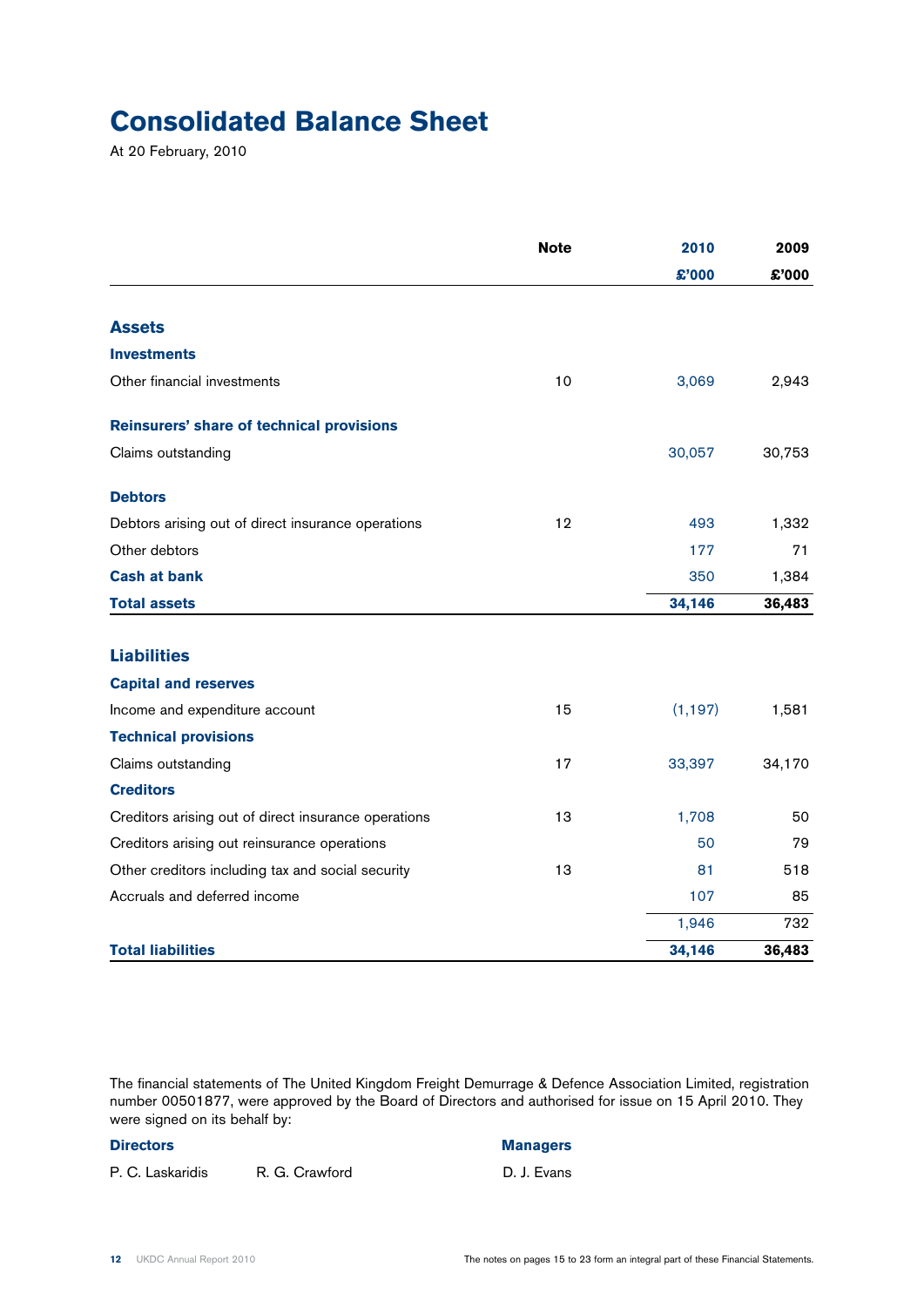# Consolidated Balance Sheet

At 20 February, 2010

| | Note | 2010 | 2009 |
|---|---|---|---|
| | | £'000 | £'000 |
| **Assets** | | | |
| **Investments** | | | |
| Other financial investments | 10 | 3,069 | 2,943 |
| **Reinsurers' share of technical provisions** | | | |
| Claims outstanding | | 30,057 | 30,753 |
| **Debtors** | | | |
| Debtors arising out of direct insurance operations | 12 | 493 | 1,332 |
| Other debtors | | 177 | 71 |
| **Cash at bank** | | 350 | 1,384 |
| **Total assets** | | **34,146** | **36,483** |
| **Liabilities** | | | |
| **Capital and reserves** | | | |
| Income and expenditure account | 15 | (1,197) | 1,581 |
| **Technical provisions** | | | |
| Claims outstanding | 17 | 33,397 | 34,170 |
| **Creditors** | | | |
| Creditors arising out of direct insurance operations | 13 | 1,708 | 50 |
| Creditors arising out reinsurance operations | | 50 | 79 |
| Other creditors including tax and social security | 13 | 81 | 518 |
| Accruals and deferred income | | 107 | 85 |
| | | 1,946 | 732 |
| **Total liabilities** | | **34,146** | **36,483** |

The financial statements of The United Kingdom Freight Demurrage & Defence Association Limited, registration number 00501877, were approved by the Board of Directors and authorised for issue on 15 April 2010. They were signed on its behalf by:

**Directors**

P. C. Laskaridis R. G. Crawford

**Managers**

D. J. Evans

The notes on pages 15 to 23 form an integral part of these Financial Statements.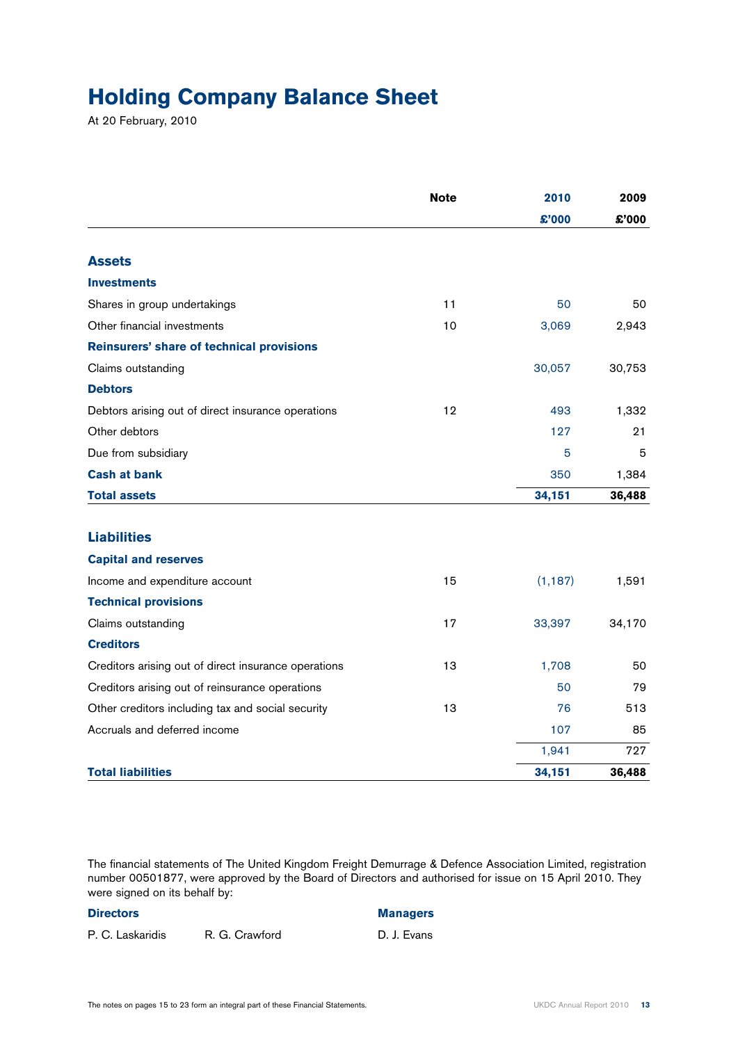# Holding Company Balance Sheet

At 20 February, 2010

| | Note | 2010 | 2009 |
|---|---|---|---|
| | | £'000 | £'000 |
| **Assets** | | | |
| **Investments** | | | |
| Shares in group undertakings | 11 | 50 | 50 |
| Other financial investments | 10 | 3,069 | 2,943 |
| **Reinsurers' share of technical provisions** | | | |
| Claims outstanding | | 30,057 | 30,753 |
| **Debtors** | | | |
| Debtors arising out of direct insurance operations | 12 | 493 | 1,332 |
| Other debtors | | 127 | 21 |
| Due from subsidiary | | 5 | 5 |
| **Cash at bank** | | 350 | 1,384 |
| **Total assets** | | **34,151** | **36,488** |
| **Liabilities** | | | |
| **Capital and reserves** | | | |
| Income and expenditure account | 15 | (1,187) | 1,591 |
| **Technical provisions** | | | |
| Claims outstanding | 17 | 33,397 | 34,170 |
| **Creditors** | | | |
| Creditors arising out of direct insurance operations | 13 | 1,708 | 50 |
| Creditors arising out of reinsurance operations | | 50 | 79 |
| Other creditors including tax and social security | 13 | 76 | 513 |
| Accruals and deferred income | | 107 | 85 |
| | | 1,941 | 727 |
| **Total liabilities** | | **34,151** | **36,488** |

The financial statements of The United Kingdom Freight Demurrage & Defence Association Limited, registration number 00501877, were approved by the Board of Directors and authorised for issue on 15 April 2010. They were signed on its behalf by:

**Directors**

P. C. Laskaridis R. G. Crawford

**Managers**

D. J. Evans

The notes on pages 15 to 23 form an integral part of these Financial Statements.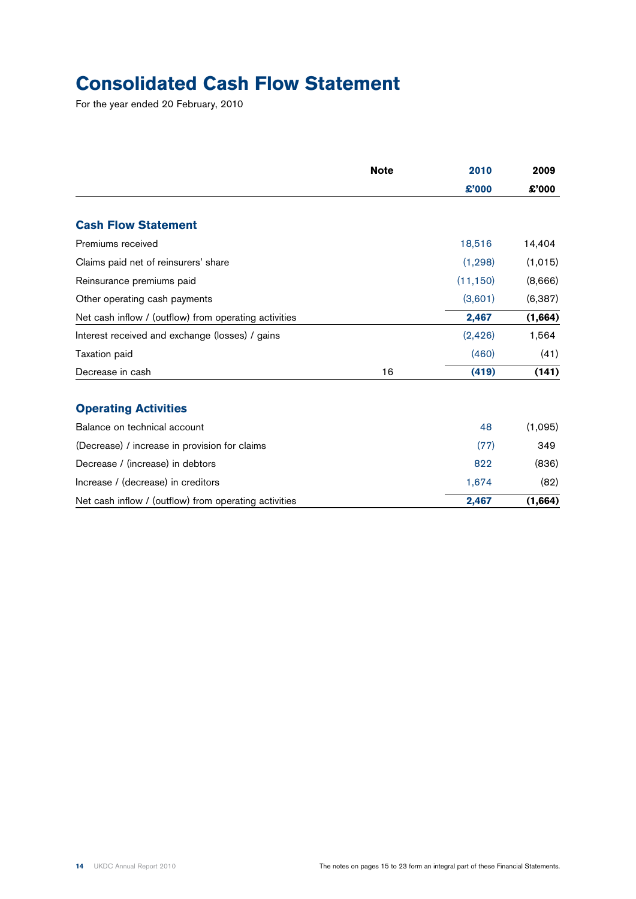# Consolidated Cash Flow Statement

For the year ended 20 February, 2010

| | Note | 2010 | 2009 |
|---|---|---|---|
| | | £'000 | £'000 |
| **Cash Flow Statement** | | | |
| Premiums received | | 18,516 | 14,404 |
| Claims paid net of reinsurers' share | | (1,298) | (1,015) |
| Reinsurance premiums paid | | (11,150) | (8,666) |
| Other operating cash payments | | (3,601) | (6,387) |
| Net cash inflow / (outflow) from operating activities | | **2,467** | **(1,664)** |
| Interest received and exchange (losses) / gains | | (2,426) | 1,564 |
| Taxation paid | | (460) | (41) |
| Decrease in cash | 16 | **(419)** | **(141)** |
| **Operating Activities** | | | |
| Balance on technical account | | 48 | (1,095) |
| (Decrease) / increase in provision for claims | | (77) | 349 |
| Decrease / (increase) in debtors | | 822 | (836) |
| Increase / (decrease) in creditors | | 1,674 | (82) |
| Net cash inflow / (outflow) from operating activities | | **2,467** | **(1,664)** |

The notes on pages 15 to 23 form an integral part of these Financial Statements.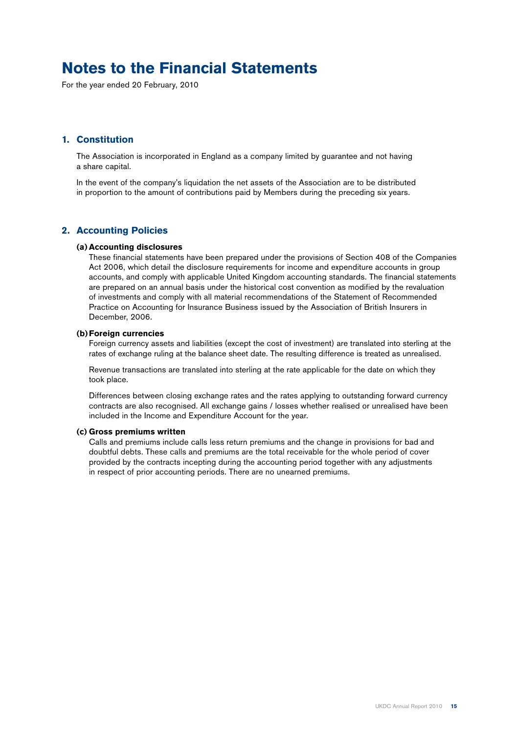# Notes to the Financial Statements

For the year ended 20 February, 2010

## 1. Constitution

The Association is incorporated in England as a company limited by guarantee and not having a share capital.

In the event of the company's liquidation the net assets of the Association are to be distributed in proportion to the amount of contributions paid by Members during the preceding six years.

## 2. Accounting Policies

### (a) Accounting disclosures

These financial statements have been prepared under the provisions of Section 408 of the Companies Act 2006, which detail the disclosure requirements for income and expenditure accounts in group accounts, and comply with applicable United Kingdom accounting standards. The financial statements are prepared on an annual basis under the historical cost convention as modified by the revaluation of investments and comply with all material recommendations of the Statement of Recommended Practice on Accounting for Insurance Business issued by the Association of British Insurers in December, 2006.

### (b) Foreign currencies

Foreign currency assets and liabilities (except the cost of investment) are translated into sterling at the rates of exchange ruling at the balance sheet date. The resulting difference is treated as unrealised.

Revenue transactions are translated into sterling at the rate applicable for the date on which they took place.

Differences between closing exchange rates and the rates applying to outstanding forward currency contracts are also recognised. All exchange gains / losses whether realised or unrealised have been included in the Income and Expenditure Account for the year.

### (c) Gross premiums written

Calls and premiums include calls less return premiums and the change in provisions for bad and doubtful debts. These calls and premiums are the total receivable for the whole period of cover provided by the contracts incepting during the accounting period together with any adjustments in respect of prior accounting periods. There are no unearned premiums.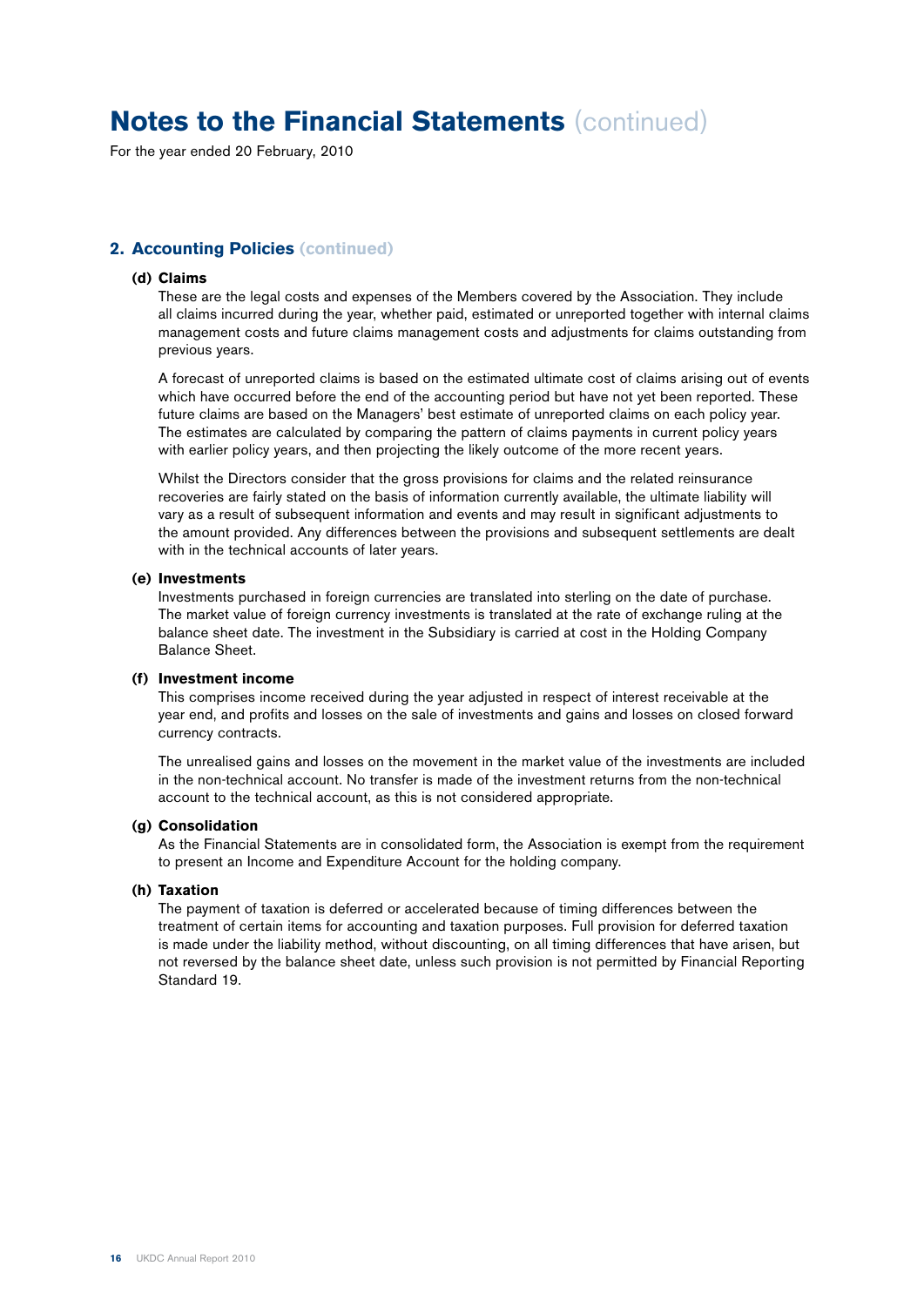# Notes to the Financial Statements (continued)

For the year ended 20 February, 2010

## 2. Accounting Policies (continued)

### (d) Claims

These are the legal costs and expenses of the Members covered by the Association. They include all claims incurred during the year, whether paid, estimated or unreported together with internal claims management costs and future claims management costs and adjustments for claims outstanding from previous years.

A forecast of unreported claims is based on the estimated ultimate cost of claims arising out of events which have occurred before the end of the accounting period but have not yet been reported. These future claims are based on the Managers' best estimate of unreported claims on each policy year. The estimates are calculated by comparing the pattern of claims payments in current policy years with earlier policy years, and then projecting the likely outcome of the more recent years.

Whilst the Directors consider that the gross provisions for claims and the related reinsurance recoveries are fairly stated on the basis of information currently available, the ultimate liability will vary as a result of subsequent information and events and may result in significant adjustments to the amount provided. Any differences between the provisions and subsequent settlements are dealt with in the technical accounts of later years.

### (e) Investments

Investments purchased in foreign currencies are translated into sterling on the date of purchase. The market value of foreign currency investments is translated at the rate of exchange ruling at the balance sheet date. The investment in the Subsidiary is carried at cost in the Holding Company Balance Sheet.

### (f) Investment income

This comprises income received during the year adjusted in respect of interest receivable at the year end, and profits and losses on the sale of investments and gains and losses on closed forward currency contracts.

The unrealised gains and losses on the movement in the market value of the investments are included in the non-technical account. No transfer is made of the investment returns from the non-technical account to the technical account, as this is not considered appropriate.

### (g) Consolidation

As the Financial Statements are in consolidated form, the Association is exempt from the requirement to present an Income and Expenditure Account for the holding company.

### (h) Taxation

The payment of taxation is deferred or accelerated because of timing differences between the treatment of certain items for accounting and taxation purposes. Full provision for deferred taxation is made under the liability method, without discounting, on all timing differences that have arisen, but not reversed by the balance sheet date, unless such provision is not permitted by Financial Reporting Standard 19.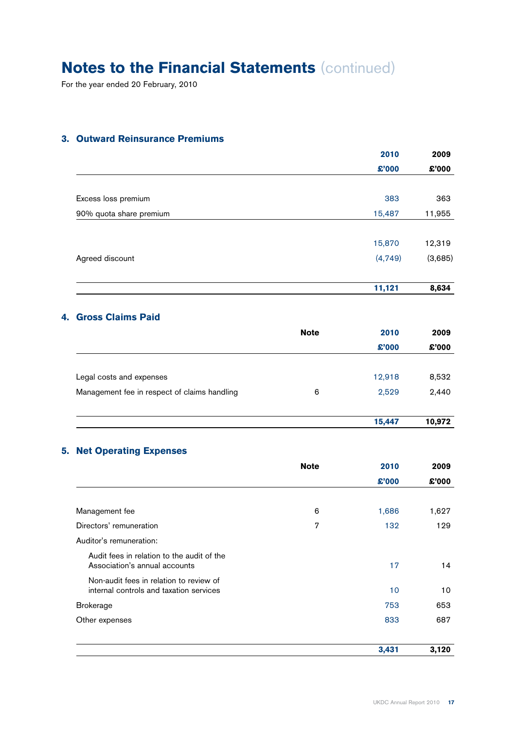# Notes to the Financial Statements (continued)

For the year ended 20 February, 2010

## 3. Outward Reinsurance Premiums

| | 2010 £'000 | 2009 £'000 |
|---|---|---|
| Excess loss premium | 383 | 363 |
| 90% quota share premium | 15,487 | 11,955 |
| | 15,870 | 12,319 |
| Agreed discount | (4,749) | (3,685) |
| | **11,121** | **8,634** |

## 4. Gross Claims Paid

| | Note | 2010 £'000 | 2009 £'000 |
|---|---|---|---|
| Legal costs and expenses | | 12,918 | 8,532 |
| Management fee in respect of claims handling | 6 | 2,529 | 2,440 |
| | | **15,447** | **10,972** |

## 5. Net Operating Expenses

| | Note | 2010 £'000 | 2009 £'000 |
|---|---|---|---|
| Management fee | 6 | 1,686 | 1,627 |
| Directors' remuneration | 7 | 132 | 129 |
| Auditor's remuneration: | | | |
| Audit fees in relation to the audit of the Association's annual accounts | | 17 | 14 |
| Non-audit fees in relation to review of internal controls and taxation services | | 10 | 10 |
| Brokerage | | 753 | 653 |
| Other expenses | | 833 | 687 |
| | | **3,431** | **3,120** |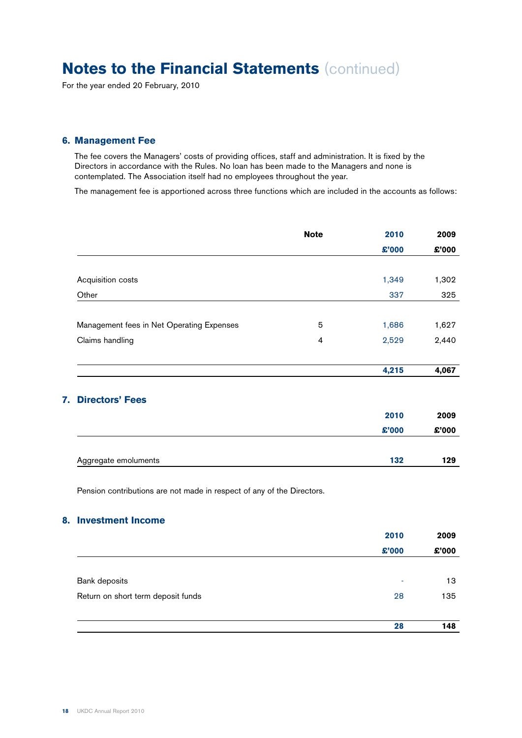# Notes to the Financial Statements (continued)

For the year ended 20 February, 2010

## 6. Management Fee

The fee covers the Managers' costs of providing offices, staff and administration. It is fixed by the Directors in accordance with the Rules. No loan has been made to the Managers and none is contemplated. The Association itself had no employees throughout the year.

The management fee is apportioned across three functions which are included in the accounts as follows:

| | Note | 2010 £'000 | 2009 £'000 |
|---|---|---|---|
| Acquisition costs | | 1,349 | 1,302 |
| Other | | 337 | 325 |
| Management fees in Net Operating Expenses | 5 | 1,686 | 1,627 |
| Claims handling | 4 | 2,529 | 2,440 |
| | | **4,215** | **4,067** |

## 7. Directors' Fees

| | 2010 £'000 | 2009 £'000 |
|---|---|---|
| Aggregate emoluments | **132** | **129** |

Pension contributions are not made in respect of any of the Directors.

## 8. Investment Income

| | 2010 £'000 | 2009 £'000 |
|---|---|---|
| Bank deposits | - | 13 |
| Return on short term deposit funds | 28 | 135 |
| | **28** | **148** |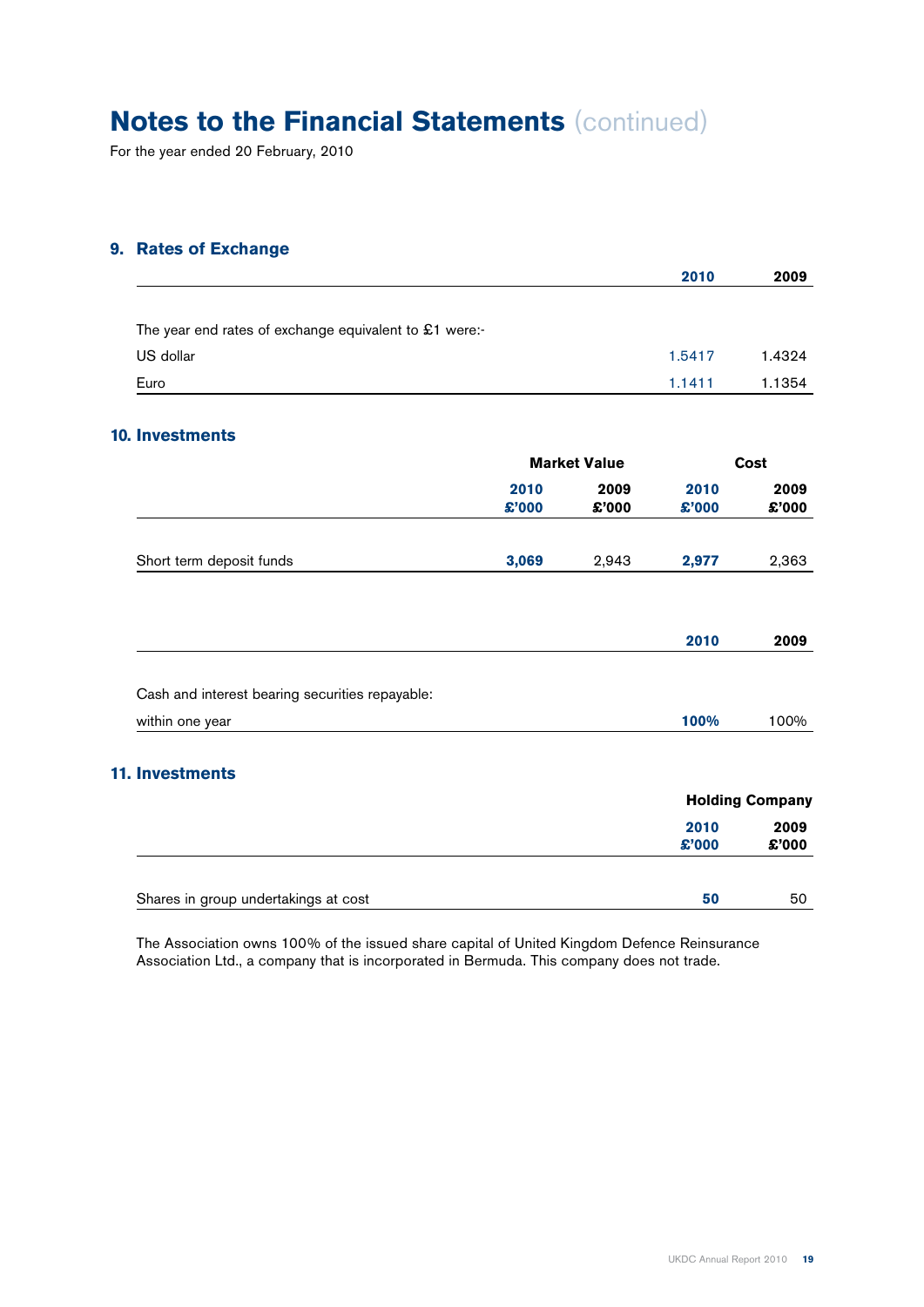# Notes to the Financial Statements (continued)

For the year ended 20 February, 2010

## 9. Rates of Exchange

| | 2010 | 2009 |
|---|---|---|
| The year end rates of exchange equivalent to £1 were:- | | |
| US dollar | 1.5417 | 1.4324 |
| Euro | 1.1411 | 1.1354 |

## 10. Investments

| | Market Value | | Cost | |
|---|---|---|---|---|
| | 2010 £'000 | 2009 £'000 | 2010 £'000 | 2009 £'000 |
| Short term deposit funds | **3,069** | 2,943 | **2,977** | 2,363 |

| | 2010 | 2009 |
|---|---|---|
| Cash and interest bearing securities repayable: | | |
| within one year | **100%** | 100% |

## 11. Investments

| | Holding Company | |
|---|---|---|
| | 2010 £'000 | 2009 £'000 |
| Shares in group undertakings at cost | **50** | 50 |

The Association owns 100% of the issued share capital of United Kingdom Defence Reinsurance Association Ltd., a company that is incorporated in Bermuda. This company does not trade.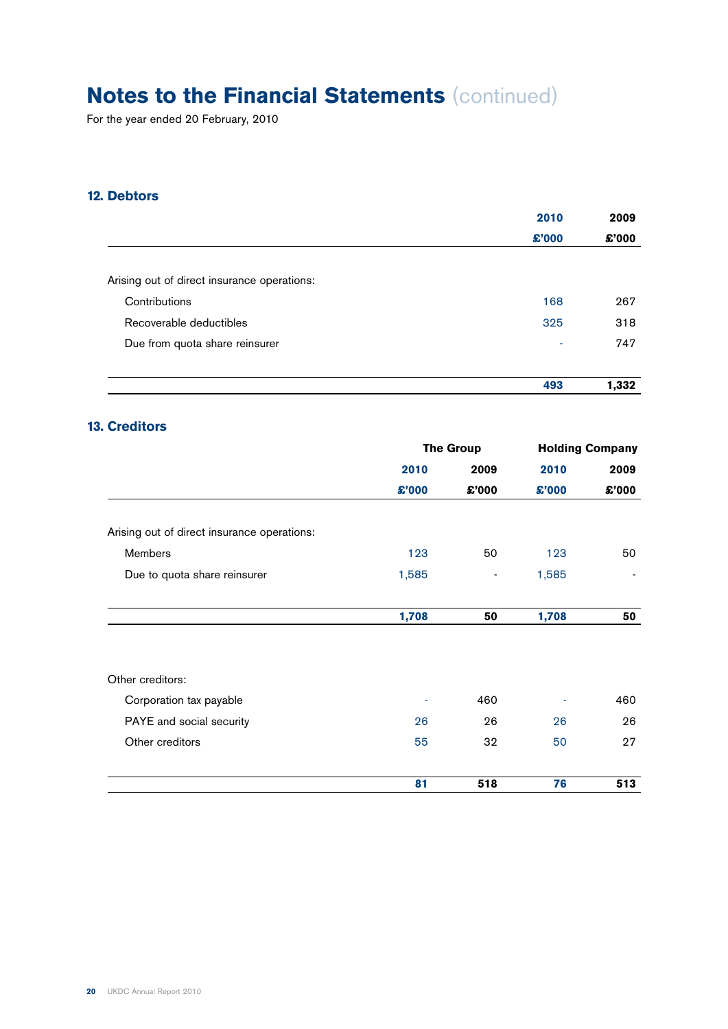# Notes to the Financial Statements (continued)

For the year ended 20 February, 2010

## 12. Debtors

| | 2010 | 2009 |
|---|---|---|
| | £'000 | £'000 |
| Arising out of direct insurance operations: | | |
| Contributions | 168 | 267 |
| Recoverable deductibles | 325 | 318 |
| Due from quota share reinsurer | - | 747 |
| | **493** | **1,332** |

## 13. Creditors

| | The Group | | Holding Company | |
|---|---|---|---|---|
| | 2010 | 2009 | 2010 | 2009 |
| | £'000 | £'000 | £'000 | £'000 |
| Arising out of direct insurance operations: | | | | |
| Members | 123 | 50 | 123 | 50 |
| Due to quota share reinsurer | 1,585 | - | 1,585 | - |
| | **1,708** | **50** | **1,708** | **50** |
| Other creditors: | | | | |
| Corporation tax payable | - | 460 | - | 460 |
| PAYE and social security | 26 | 26 | 26 | 26 |
| Other creditors | 55 | 32 | 50 | 27 |
| | **81** | **518** | **76** | **513** |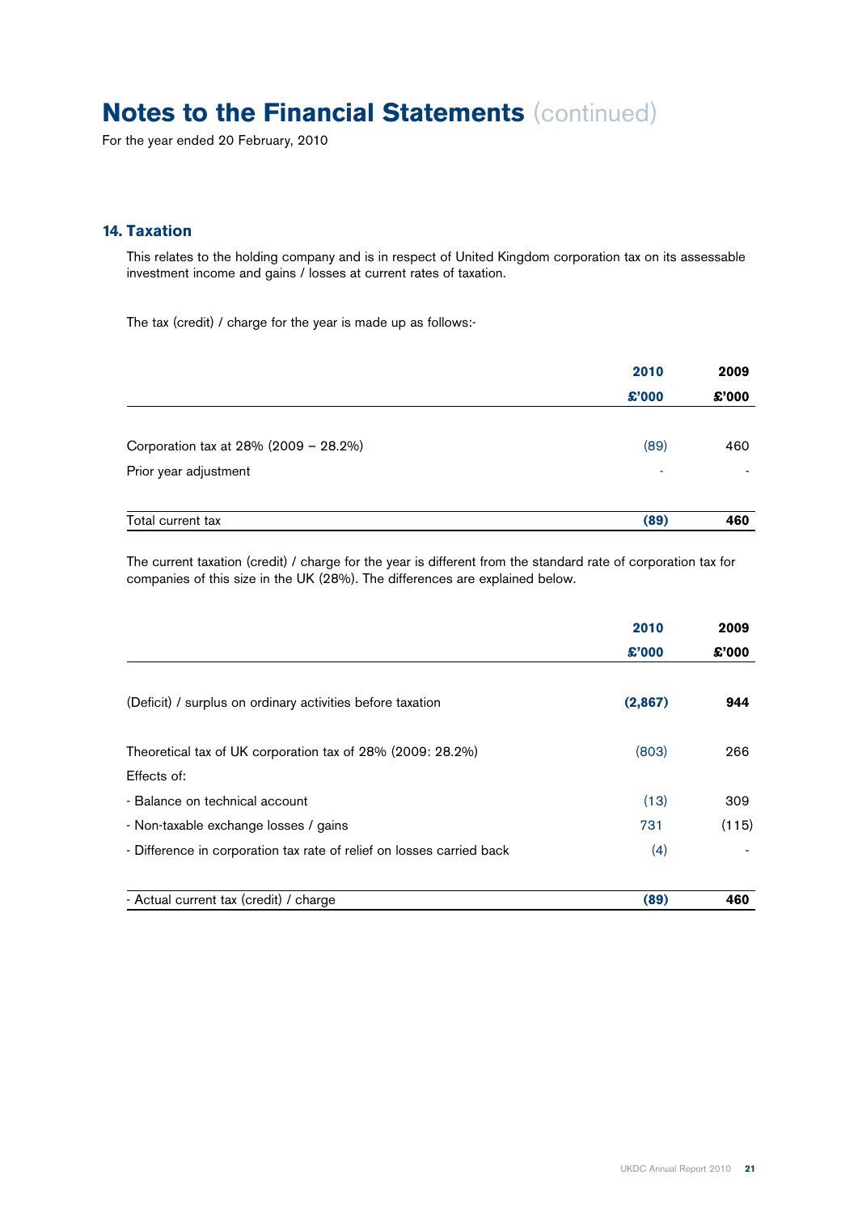# Notes to the Financial Statements (continued)

For the year ended 20 February, 2010

## 14. Taxation

This relates to the holding company and is in respect of United Kingdom corporation tax on its assessable investment income and gains / losses at current rates of taxation.

The tax (credit) / charge for the year is made up as follows:-

| | 2010 £'000 | 2009 £'000 |
|---|---|---|
| Corporation tax at 28% (2009 – 28.2%) | (89) | 460 |
| Prior year adjustment | - | - |
| Total current tax | **(89)** | **460** |

The current taxation (credit) / charge for the year is different from the standard rate of corporation tax for companies of this size in the UK (28%). The differences are explained below.

| | 2010 £'000 | 2009 £'000 |
|---|---|---|
| (Deficit) / surplus on ordinary activities before taxation | **(2,867)** | **944** |
| Theoretical tax of UK corporation tax of 28% (2009: 28.2%) | (803) | 266 |
| Effects of: | | |
| - Balance on technical account | (13) | 309 |
| - Non-taxable exchange losses / gains | 731 | (115) |
| - Difference in corporation tax rate of relief on losses carried back | (4) | - |
| - Actual current tax (credit) / charge | **(89)** | **460** |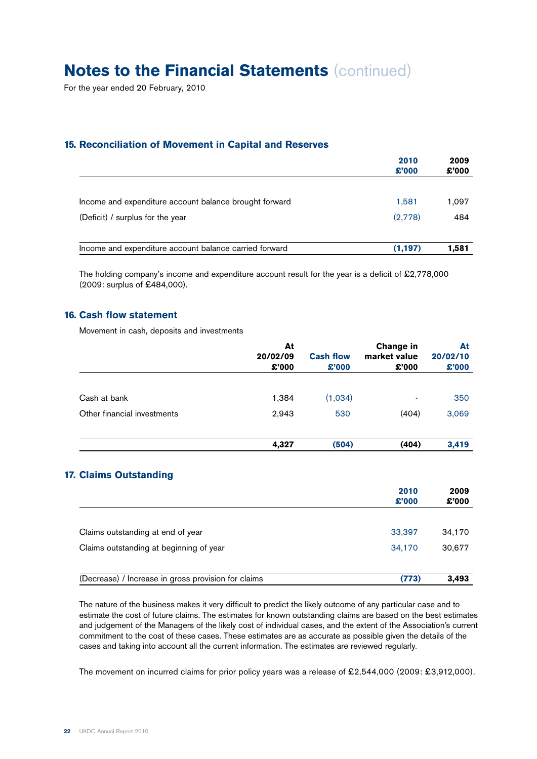# Notes to the Financial Statements (continued)

For the year ended 20 February, 2010

## 15. Reconciliation of Movement in Capital and Reserves

| | 2010<br>£'000 | 2009<br>£'000 |
|---|---|---|
| Income and expenditure account balance brought forward | 1,581 | 1,097 |
| (Deficit) / surplus for the year | (2,778) | 484 |
| Income and expenditure account balance carried forward | **(1,197)** | **1,581** |

The holding company's income and expenditure account result for the year is a deficit of £2,778,000 (2009: surplus of £484,000).

## 16. Cash flow statement

Movement in cash, deposits and investments

| | At 20/02/09<br>£'000 | Cash flow<br>£'000 | Change in market value<br>£'000 | At 20/02/10<br>£'000 |
|---|---|---|---|---|
| Cash at bank | 1,384 | (1,034) | - | 350 |
| Other financial investments | 2,943 | 530 | (404) | 3,069 |
| | **4,327** | **(504)** | **(404)** | **3,419** |

## 17. Claims Outstanding

| | 2010<br>£'000 | 2009<br>£'000 |
|---|---|---|
| Claims outstanding at end of year | 33,397 | 34,170 |
| Claims outstanding at beginning of year | 34,170 | 30,677 |
| (Decrease) / Increase in gross provision for claims | **(773)** | **3,493** |

The nature of the business makes it very difficult to predict the likely outcome of any particular case and to estimate the cost of future claims. The estimates for known outstanding claims are based on the best estimates and judgement of the Managers of the likely cost of individual cases, and the extent of the Association's current commitment to the cost of these cases. These estimates are as accurate as possible given the details of the cases and taking into account all the current information. The estimates are reviewed regularly.

The movement on incurred claims for prior policy years was a release of £2,544,000 (2009: £3,912,000).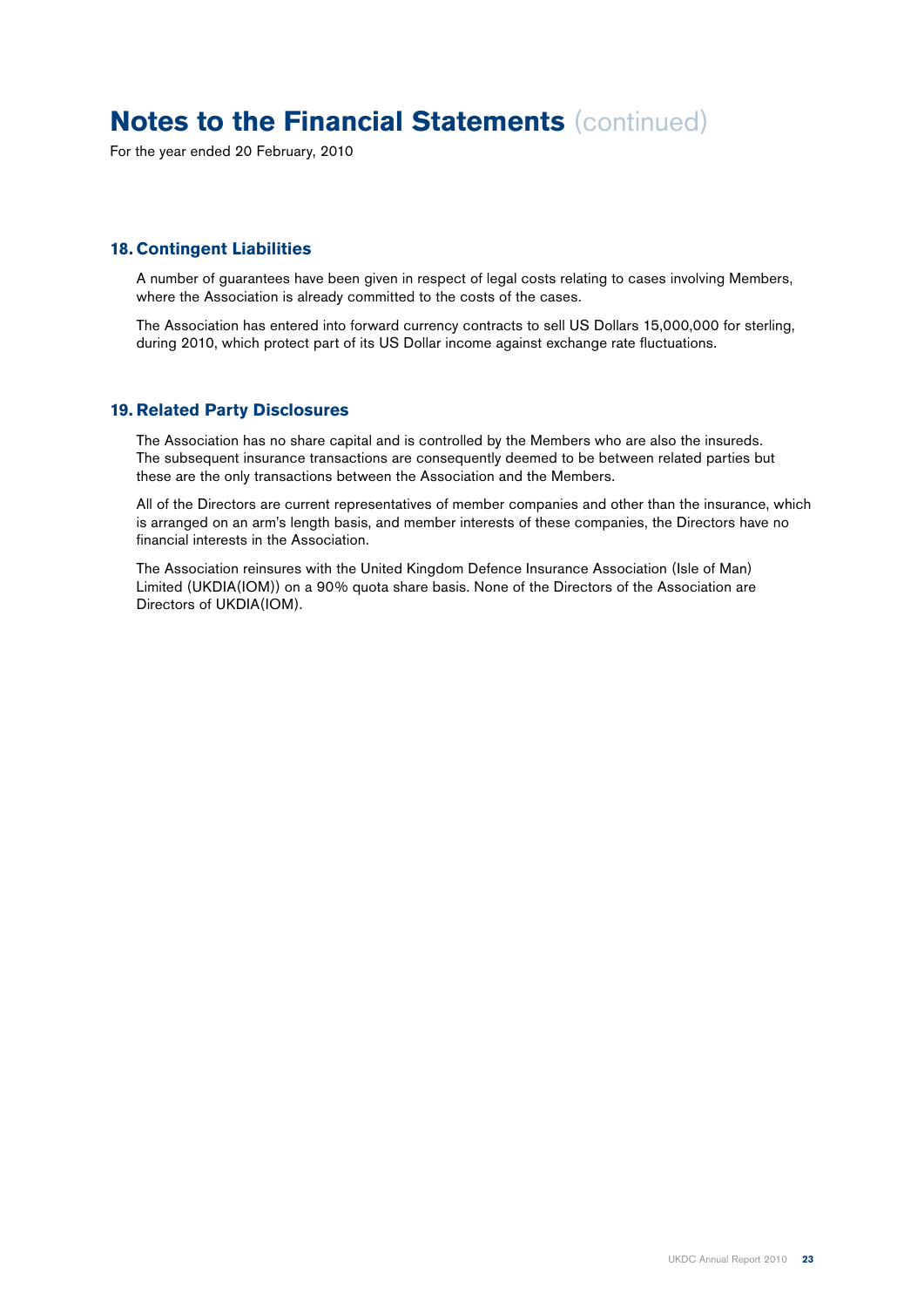# Notes to the Financial Statements (continued)

For the year ended 20 February, 2010

## 18. Contingent Liabilities

A number of guarantees have been given in respect of legal costs relating to cases involving Members, where the Association is already committed to the costs of the cases.

The Association has entered into forward currency contracts to sell US Dollars 15,000,000 for sterling, during 2010, which protect part of its US Dollar income against exchange rate fluctuations.

## 19. Related Party Disclosures

The Association has no share capital and is controlled by the Members who are also the insureds. The subsequent insurance transactions are consequently deemed to be between related parties but these are the only transactions between the Association and the Members.

All of the Directors are current representatives of member companies and other than the insurance, which is arranged on an arm's length basis, and member interests of these companies, the Directors have no financial interests in the Association.

The Association reinsures with the United Kingdom Defence Insurance Association (Isle of Man) Limited (UKDIA(IOM)) on a 90% quota share basis. None of the Directors of the Association are Directors of UKDIA(IOM).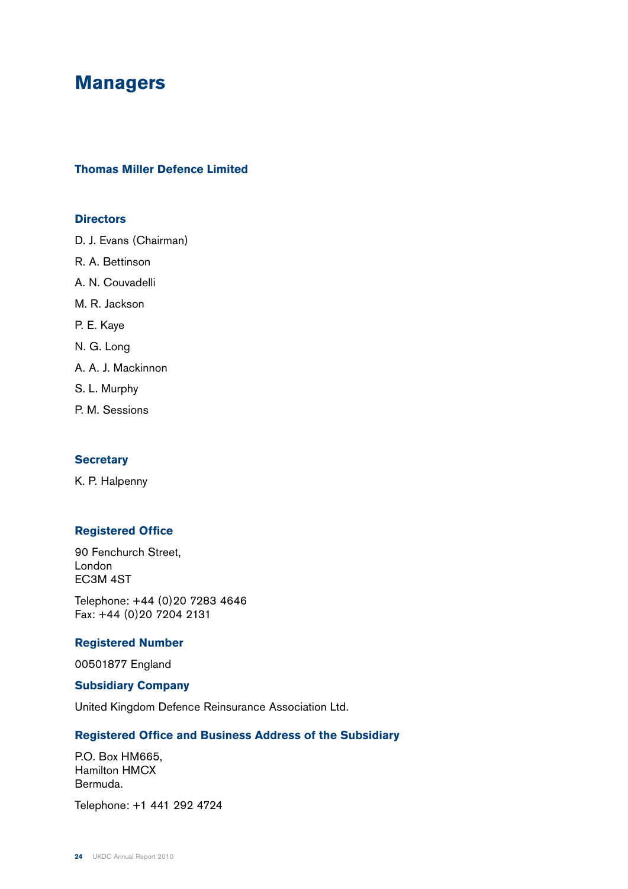# Managers

## Thomas Miller Defence Limited

### Directors

D. J. Evans (Chairman)

R. A. Bettinson

A. N. Couvadelli

M. R. Jackson

P. E. Kaye

N. G. Long

A. A. J. Mackinnon

S. L. Murphy

P. M. Sessions

### Secretary

K. P. Halpenny

### Registered Office

90 Fenchurch Street,
London
EC3M 4ST

Telephone: +44 (0)20 7283 4646
Fax: +44 (0)20 7204 2131

### Registered Number

00501877 England

### Subsidiary Company

United Kingdom Defence Reinsurance Association Ltd.

### Registered Office and Business Address of the Subsidiary

P.O. Box HM665,
Hamilton HMCX
Bermuda.

Telephone: +1 441 292 4724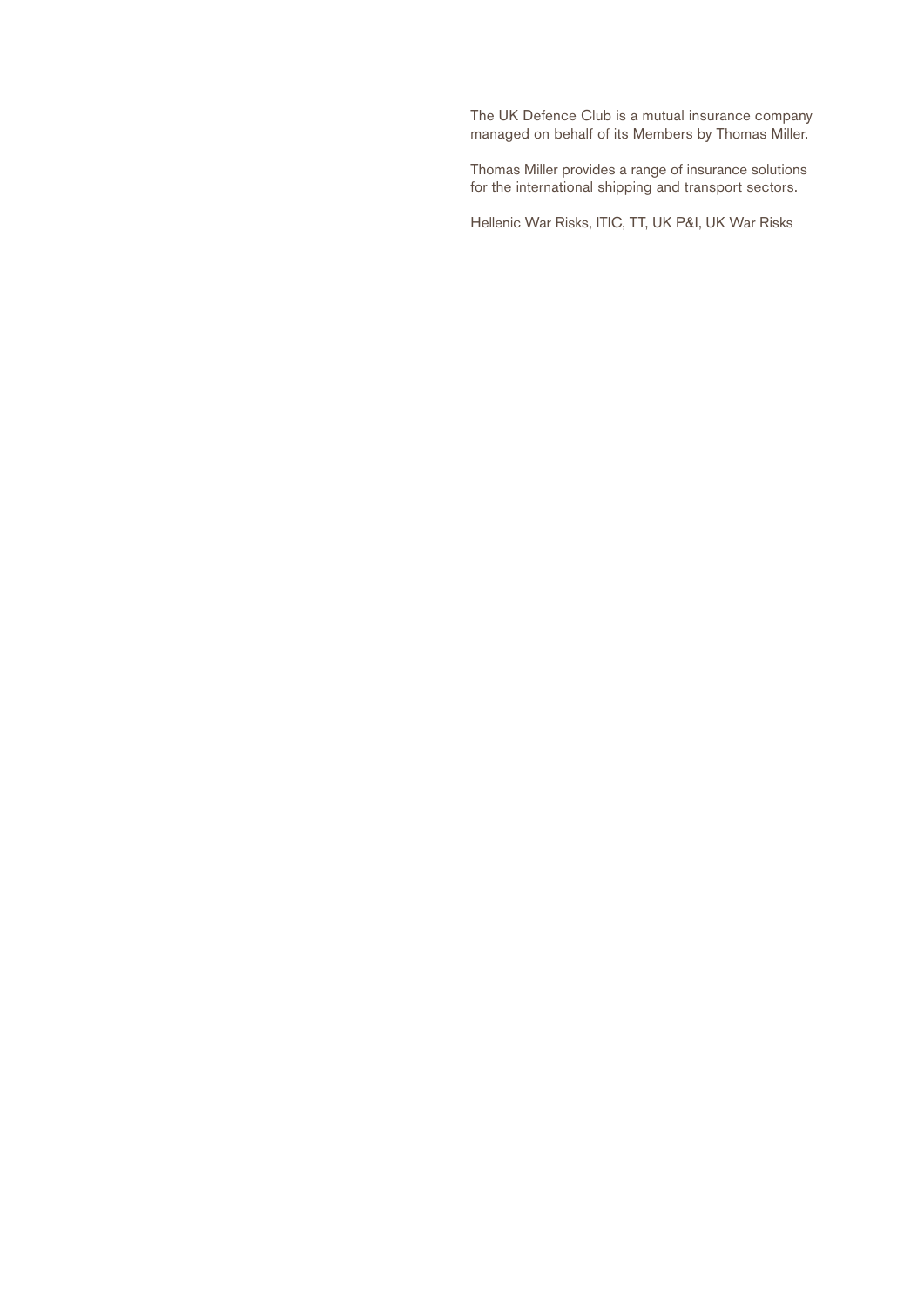The UK Defence Club is a mutual insurance company managed on behalf of its Members by Thomas Miller.

Thomas Miller provides a range of insurance solutions for the international shipping and transport sectors.

Hellenic War Risks, ITIC, TT, UK P&I, UK War Risks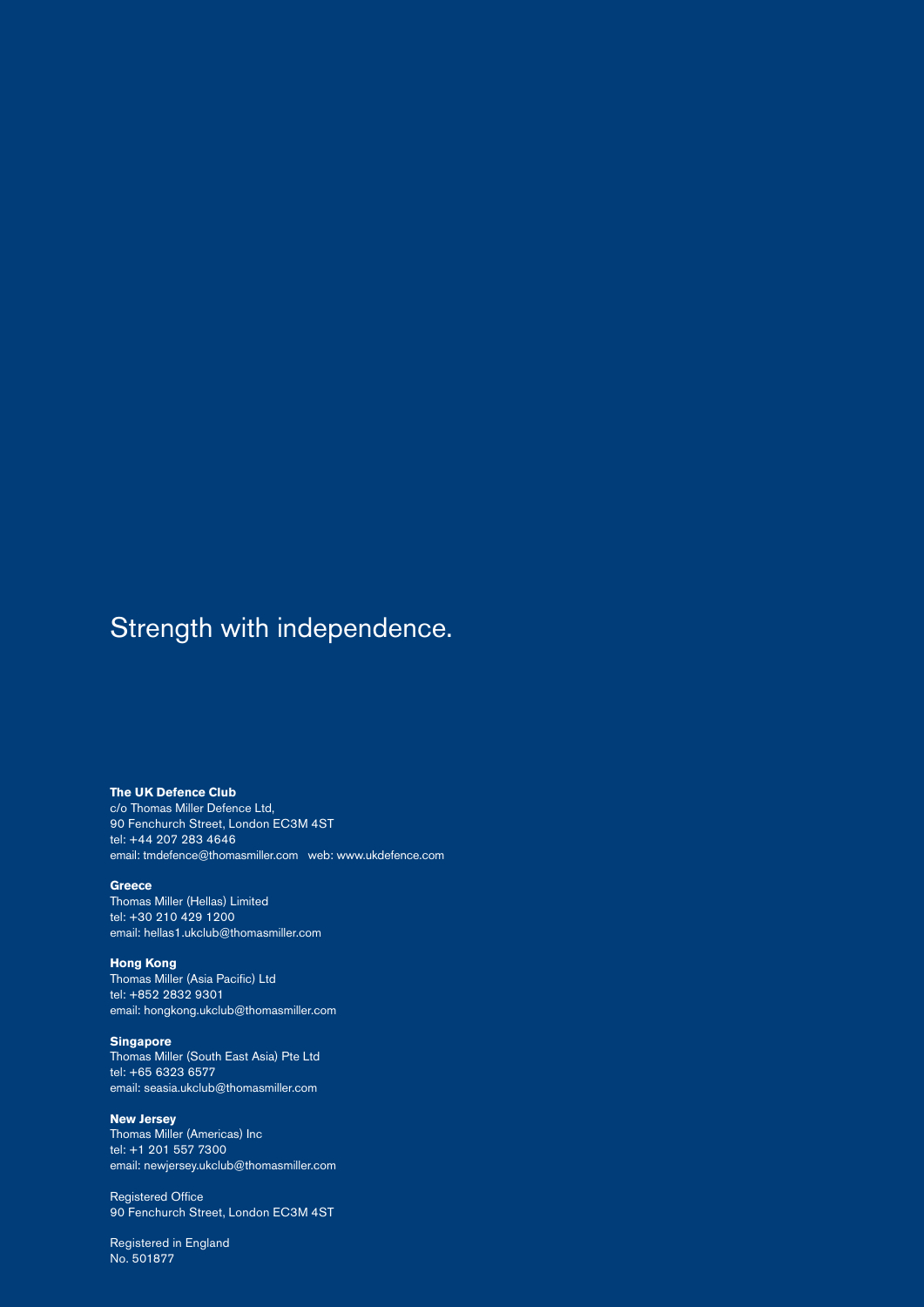Strength with independence.

**The UK Defence Club**
c/o Thomas Miller Defence Ltd,
90 Fenchurch Street, London EC3M 4ST
tel: +44 207 283 4646
email: tmdefence@thomasmiller.com web: www.ukdefence.com

**Greece**
Thomas Miller (Hellas) Limited
tel: +30 210 429 1200
email: hellas1.ukclub@thomasmiller.com

**Hong Kong**
Thomas Miller (Asia Pacific) Ltd
tel: +852 2832 9301
email: hongkong.ukclub@thomasmiller.com

**Singapore**
Thomas Miller (South East Asia) Pte Ltd
tel: +65 6323 6577
email: seasia.ukclub@thomasmiller.com

**New Jersey**
Thomas Miller (Americas) Inc
tel: +1 201 557 7300
email: newjersey.ukclub@thomasmiller.com

Registered Office
90 Fenchurch Street, London EC3M 4ST

Registered in England
No. 501877